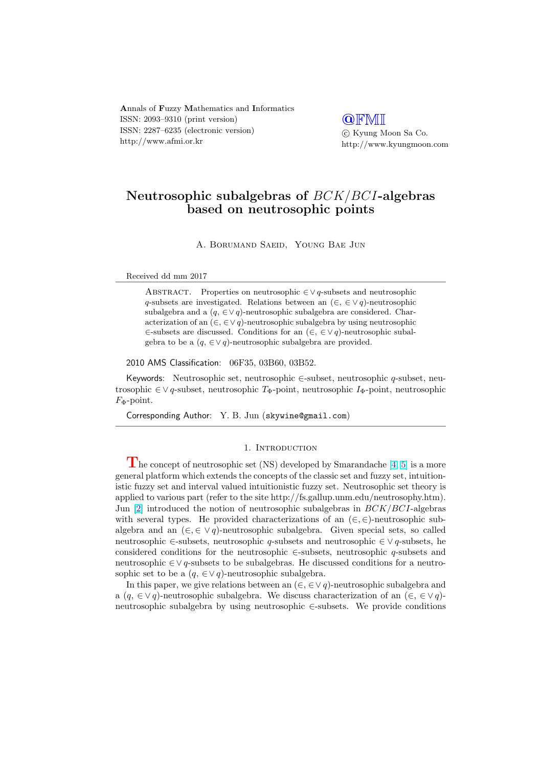Annals of Fuzzy Mathematics and Informatics
ISSN: 2093–9310 (print version)
ISSN: 2287–6235 (electronic version)
http://www.afmi.or.kr

@FMI
© Kyung Moon Sa Co.
http://www.kyungmoon.com

# Neutrosophic subalgebras of $BCK/BCI$-algebras based on neutrosophic points

A. Borumand Saeid, Young Bae Jun

Received dd mm 2017

Abstract. Properties on neutrosophic $\in\vee q$-subsets and neutrosophic $q$-subsets are investigated. Relations between an $(\in,\, \in\vee q)$-neutrosophic subalgebra and a $(q,\, \in\vee q)$-neutrosophic subalgebra are considered. Characterization of an $(\in,\, \in\vee q)$-neutrosophic subalgebra by using neutrosophic $\in$-subsets are discussed. Conditions for an $(\in,\, \in\vee q)$-neutrosophic subalgebra to be a $(q,\, \in\vee q)$-neutrosophic subalgebra are provided.

2010 AMS Classification: 06F35, 03B60, 03B52.

Keywords: Neutrosophic set, neutrosophic $\in$-subset, neutrosophic $q$-subset, neutrosophic $\in\vee q$-subset, neutrosophic $T_\Phi$-point, neutrosophic $I_\Phi$-point, neutrosophic $F_\Phi$-point.

Corresponding Author: Y. B. Jun (skywine@gmail.com)

## 1. Introduction

The concept of neutrosophic set (NS) developed by Smarandache [4, 5] is a more general platform which extends the concepts of the classic set and fuzzy set, intuitionistic fuzzy set and interval valued intuitionistic fuzzy set. Neutrosophic set theory is applied to various part (refer to the site http://fs.gallup.unm.edu/neutrosophy.htm). Jun [2] introduced the notion of neutrosophic subalgebras in $BCK/BCI$-algebras with several types. He provided characterizations of an $(\in,\in)$-neutrosophic subalgebra and an $(\in,\in\vee q)$-neutrosophic subalgebra. Given special sets, so called neutrosophic $\in$-subsets, neutrosophic $q$-subsets and neutrosophic $\in\vee q$-subsets, he considered conditions for the neutrosophic $\in$-subsets, neutrosophic $q$-subsets and neutrosophic $\in\vee q$-subsets to be subalgebras. He discussed conditions for a neutrosophic set to be a $(q,\, \in\vee q)$-neutrosophic subalgebra.

In this paper, we give relations between an $(\in,\in\vee q)$-neutrosophic subalgebra and a $(q,\, \in\vee q)$-neutrosophic subalgebra. We discuss characterization of an $(\in,\, \in\vee q)$-neutrosophic subalgebra by using neutrosophic $\in$-subsets. We provide conditions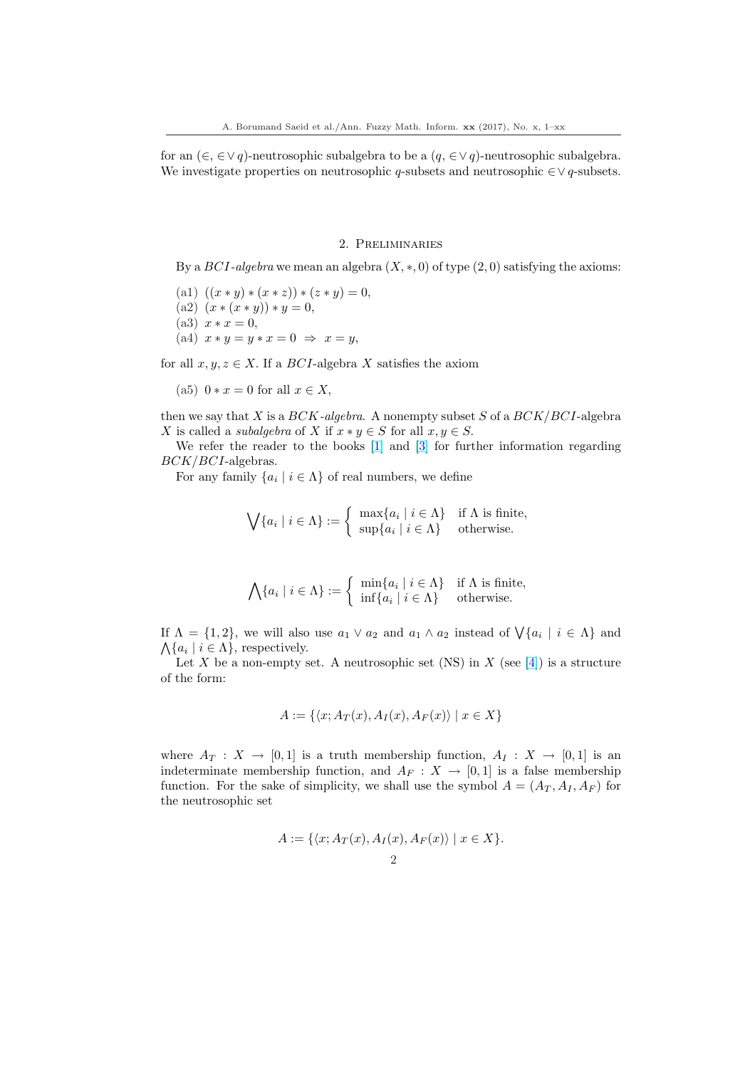for an $(\in, \in\vee q)$-neutrosophic subalgebra to be a $(q, \in\vee q)$-neutrosophic subalgebra. We investigate properties on neutrosophic $q$-subsets and neutrosophic $\in\vee q$-subsets.

## 2. Preliminaries

By a *BCI-algebra* we mean an algebra $(X, *, 0)$ of type $(2, 0)$ satisfying the axioms:

(a1) $((x * y) * (x * z)) * (z * y) = 0$,
(a2) $(x * (x * y)) * y = 0$,
(a3) $x * x = 0$,
(a4) $x * y = y * x = 0 \Rightarrow x = y$,

for all $x, y, z \in X$. If a $BCI$-algebra $X$ satisfies the axiom

(a5) $0 * x = 0$ for all $x \in X$,

then we say that $X$ is a *BCK-algebra*. A nonempty subset $S$ of a $BCK/BCI$-algebra $X$ is called a *subalgebra* of $X$ if $x * y \in S$ for all $x, y \in S$.

We refer the reader to the books [1] and [3] for further information regarding $BCK/BCI$-algebras.

For any family $\{a_i \mid i \in \Lambda\}$ of real numbers, we define

$$\bigvee\{a_i \mid i \in \Lambda\} := \begin{cases} \max\{a_i \mid i \in \Lambda\} & \text{if } \Lambda \text{ is finite,} \\ \sup\{a_i \mid i \in \Lambda\} & \text{otherwise.} \end{cases}$$

$$\bigwedge\{a_i \mid i \in \Lambda\} := \begin{cases} \min\{a_i \mid i \in \Lambda\} & \text{if } \Lambda \text{ is finite,} \\ \inf\{a_i \mid i \in \Lambda\} & \text{otherwise.} \end{cases}$$

If $\Lambda = \{1, 2\}$, we will also use $a_1 \vee a_2$ and $a_1 \wedge a_2$ instead of $\bigvee\{a_i \mid i \in \Lambda\}$ and $\bigwedge\{a_i \mid i \in \Lambda\}$, respectively.

Let $X$ be a non-empty set. A neutrosophic set (NS) in $X$ (see [4]) is a structure of the form:

$$A := \{\langle x; A_T(x), A_I(x), A_F(x)\rangle \mid x \in X\}$$

where $A_T : X \to [0, 1]$ is a truth membership function, $A_I : X \to [0, 1]$ is an indeterminate membership function, and $A_F : X \to [0, 1]$ is a false membership function. For the sake of simplicity, we shall use the symbol $A = (A_T, A_I, A_F)$ for the neutrosophic set

$$A := \{\langle x; A_T(x), A_I(x), A_F(x)\rangle \mid x \in X\}.$$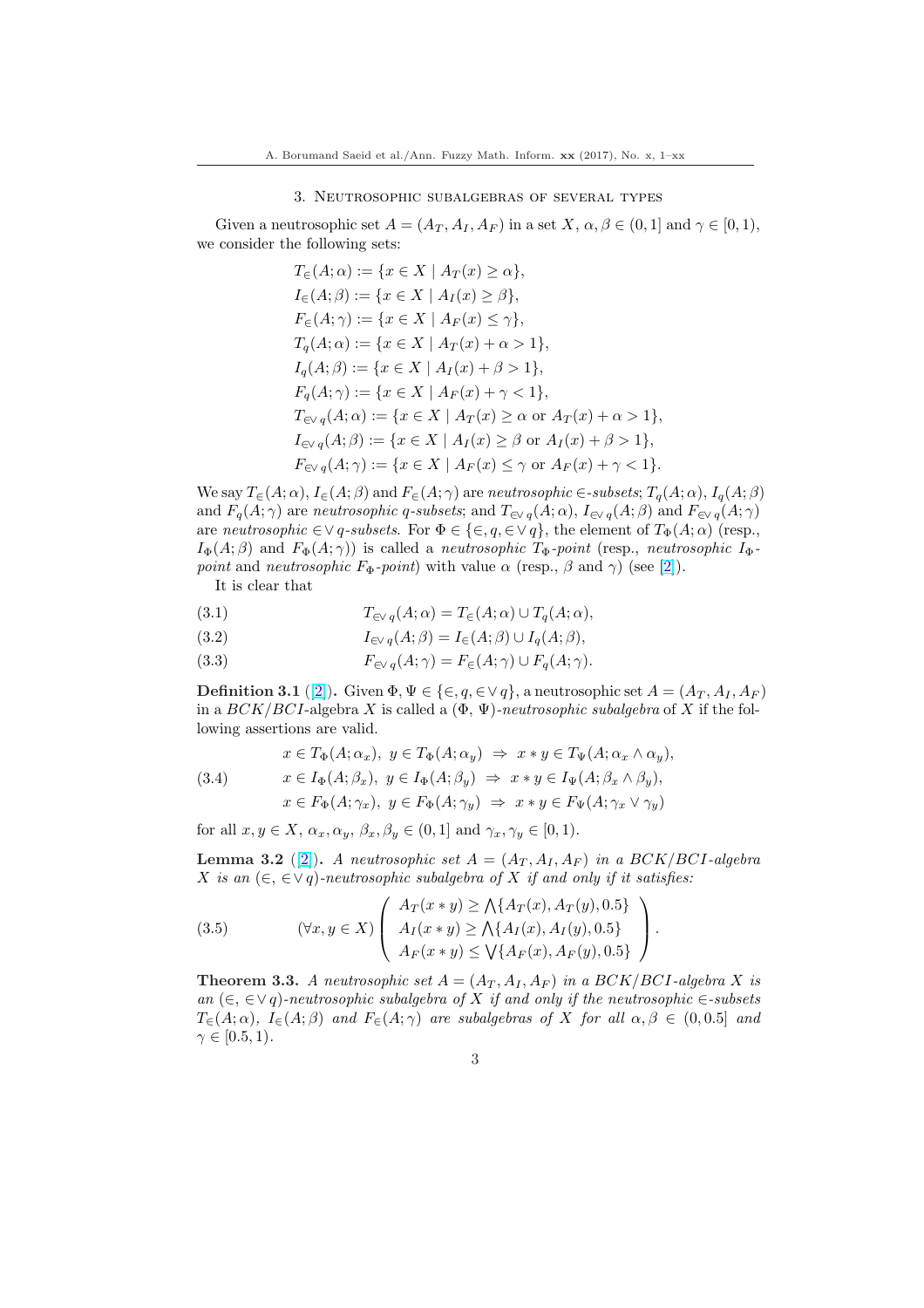## 3. Neutrosophic subalgebras of several types

Given a neutrosophic set $A = (A_T, A_I, A_F)$ in a set $X$, $\alpha, \beta \in (0, 1]$ and $\gamma \in [0, 1)$, we consider the following sets:

$$
\begin{aligned}
T_{\in}(A; \alpha) &:= \{x \in X \mid A_T(x) \geq \alpha\}, \\
I_{\in}(A; \beta) &:= \{x \in X \mid A_I(x) \geq \beta\}, \\
F_{\in}(A; \gamma) &:= \{x \in X \mid A_F(x) \leq \gamma\}, \\
T_q(A; \alpha) &:= \{x \in X \mid A_T(x) + \alpha > 1\}, \\
I_q(A; \beta) &:= \{x \in X \mid A_I(x) + \beta > 1\}, \\
F_q(A; \gamma) &:= \{x \in X \mid A_F(x) + \gamma < 1\}, \\
T_{\in\vee\, q}(A; \alpha) &:= \{x \in X \mid A_T(x) \geq \alpha \text{ or } A_T(x) + \alpha > 1\}, \\
I_{\in\vee\, q}(A; \beta) &:= \{x \in X \mid A_I(x) \geq \beta \text{ or } A_I(x) + \beta > 1\}, \\
F_{\in\vee\, q}(A; \gamma) &:= \{x \in X \mid A_F(x) \leq \gamma \text{ or } A_F(x) + \gamma < 1\}.
\end{aligned}
$$

We say $T_{\in}(A; \alpha)$, $I_{\in}(A; \beta)$ and $F_{\in}(A; \gamma)$ are *neutrosophic* $\in$*-subsets*; $T_q(A; \alpha)$, $I_q(A; \beta)$ and $F_q(A; \gamma)$ are *neutrosophic* $q$*-subsets*; and $T_{\in\vee\, q}(A; \alpha)$, $I_{\in\vee\, q}(A; \beta)$ and $F_{\in\vee\, q}(A; \gamma)$ are *neutrosophic* $\in\vee\, q$*-subsets*. For $\Phi \in \{\in, q, \in\vee\, q\}$, the element of $T_{\Phi}(A; \alpha)$ (resp., $I_{\Phi}(A; \beta)$ and $F_{\Phi}(A; \gamma)$) is called a *neutrosophic* $T_{\Phi}$*-point* (resp., *neutrosophic* $I_{\Phi}$*-point* and *neutrosophic* $F_{\Phi}$*-point*) with value $\alpha$ (resp., $\beta$ and $\gamma$) (see [2]).

It is clear that

$$T_{\in\vee\, q}(A; \alpha) = T_{\in}(A; \alpha) \cup T_q(A; \alpha), \tag{3.1}$$

$$I_{\in\vee\, q}(A; \beta) = I_{\in}(A; \beta) \cup I_q(A; \beta), \tag{3.2}$$

$$F_{\in\vee\, q}(A; \gamma) = F_{\in}(A; \gamma) \cup F_q(A; \gamma). \tag{3.3}$$

**Definition 3.1** ([2]). Given $\Phi, \Psi \in \{\in, q, \in\vee\, q\}$, a neutrosophic set $A = (A_T, A_I, A_F)$ in a $BCK/BCI$-algebra $X$ is called a $(\Phi, \Psi)$*-neutrosophic subalgebra* of $X$ if the following assertions are valid.

$$
\begin{aligned}
&x \in T_{\Phi}(A; \alpha_x),\ y \in T_{\Phi}(A; \alpha_y) \ \Rightarrow\ x * y \in T_{\Psi}(A; \alpha_x \wedge \alpha_y), \\
&x \in I_{\Phi}(A; \beta_x),\ y \in I_{\Phi}(A; \beta_y) \ \Rightarrow\ x * y \in I_{\Psi}(A; \beta_x \wedge \beta_y), \\
&x \in F_{\Phi}(A; \gamma_x),\ y \in F_{\Phi}(A; \gamma_y) \ \Rightarrow\ x * y \in F_{\Psi}(A; \gamma_x \vee \gamma_y)
\end{aligned}
\tag{3.4}
$$

for all $x, y \in X$, $\alpha_x, \alpha_y$, $\beta_x, \beta_y \in (0, 1]$ and $\gamma_x, \gamma_y \in [0, 1)$.

**Lemma 3.2** ([2]). *A neutrosophic set $A = (A_T, A_I, A_F)$ in a $BCK/BCI$-algebra $X$ is an $(\in, \in\vee\, q)$-neutrosophic subalgebra of $X$ if and only if it satisfies:*

$$
(\forall x, y \in X) \left( \begin{array}{l}
A_T(x * y) \geq \bigwedge\{A_T(x), A_T(y), 0.5\} \\
A_I(x * y) \geq \bigwedge\{A_I(x), A_I(y), 0.5\} \\
A_F(x * y) \leq \bigvee\{A_F(x), A_F(y), 0.5\}
\end{array} \right).
\tag{3.5}
$$

**Theorem 3.3.** *A neutrosophic set $A = (A_T, A_I, A_F)$ in a $BCK/BCI$-algebra $X$ is an $(\in, \in\vee\, q)$-neutrosophic subalgebra of $X$ if and only if the neutrosophic $\in$-subsets $T_{\in}(A; \alpha)$, $I_{\in}(A; \beta)$ and $F_{\in}(A; \gamma)$ are subalgebras of $X$ for all $\alpha, \beta \in (0, 0.5]$ and $\gamma \in [0.5, 1)$.*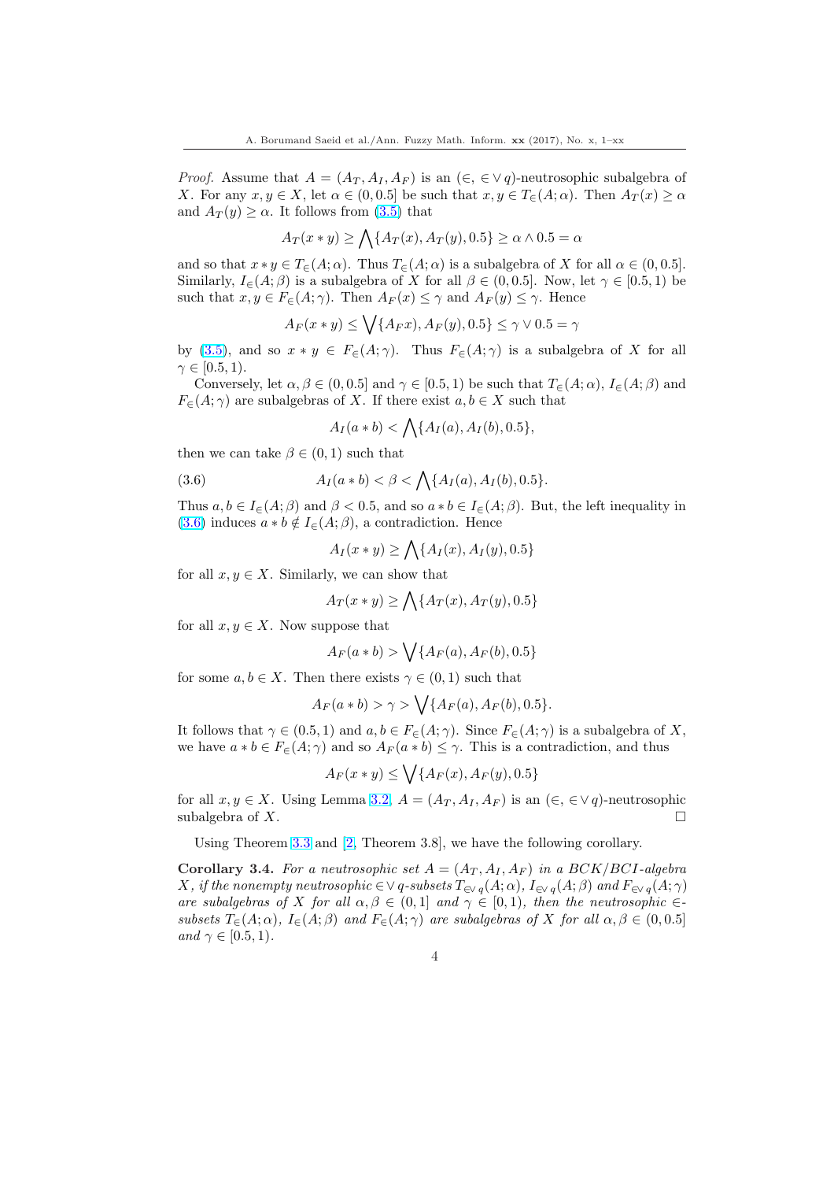*Proof.* Assume that $A = (A_T, A_I, A_F)$ is an $(\in, \in \vee\, q)$-neutrosophic subalgebra of $X$. For any $x, y \in X$, let $\alpha \in (0, 0.5]$ be such that $x, y \in T_\in(A; \alpha)$. Then $A_T(x) \geq \alpha$ and $A_T(y) \geq \alpha$. It follows from (3.5) that

$$A_T(x * y) \geq \bigwedge\{A_T(x), A_T(y), 0.5\} \geq \alpha \wedge 0.5 = \alpha$$

and so that $x * y \in T_\in(A; \alpha)$. Thus $T_\in(A; \alpha)$ is a subalgebra of $X$ for all $\alpha \in (0, 0.5]$. Similarly, $I_\in(A; \beta)$ is a subalgebra of $X$ for all $\beta \in (0, 0.5]$. Now, let $\gamma \in [0.5, 1)$ be such that $x, y \in F_\in(A; \gamma)$. Then $A_F(x) \leq \gamma$ and $A_F(y) \leq \gamma$. Hence

$$A_F(x * y) \leq \bigvee\{A_F x), A_F(y), 0.5\} \leq \gamma \vee 0.5 = \gamma$$

by (3.5), and so $x * y \in F_\in(A; \gamma)$. Thus $F_\in(A; \gamma)$ is a subalgebra of $X$ for all $\gamma \in [0.5, 1)$.

Conversely, let $\alpha, \beta \in (0, 0.5]$ and $\gamma \in [0.5, 1)$ be such that $T_\in(A; \alpha)$, $I_\in(A; \beta)$ and $F_\in(A; \gamma)$ are subalgebras of $X$. If there exist $a, b \in X$ such that

$$A_I(a * b) < \bigwedge\{A_I(a), A_I(b), 0.5\},$$

then we can take $\beta \in (0, 1)$ such that

$$A_I(a * b) < \beta < \bigwedge\{A_I(a), A_I(b), 0.5\}. \tag{3.6}$$

Thus $a, b \in I_\in(A; \beta)$ and $\beta < 0.5$, and so $a * b \in I_\in(A; \beta)$. But, the left inequality in (3.6) induces $a * b \notin I_\in(A; \beta)$, a contradiction. Hence

$$A_I(x * y) \geq \bigwedge\{A_I(x), A_I(y), 0.5\}$$

for all $x, y \in X$. Similarly, we can show that

$$A_T(x * y) \geq \bigwedge\{A_T(x), A_T(y), 0.5\}$$

for all $x, y \in X$. Now suppose that

$$A_F(a * b) > \bigvee\{A_F(a), A_F(b), 0.5\}$$

for some $a, b \in X$. Then there exists $\gamma \in (0, 1)$ such that

$$A_F(a * b) > \gamma > \bigvee\{A_F(a), A_F(b), 0.5\}.$$

It follows that $\gamma \in (0.5, 1)$ and $a, b \in F_\in(A; \gamma)$. Since $F_\in(A; \gamma)$ is a subalgebra of $X$, we have $a * b \in F_\in(A; \gamma)$ and so $A_F(a * b) \leq \gamma$. This is a contradiction, and thus

$$A_F(x * y) \leq \bigvee\{A_F(x), A_F(y), 0.5\}$$

for all $x, y \in X$. Using Lemma 3.2, $A = (A_T, A_I, A_F)$ is an $(\in, \in \vee\, q)$-neutrosophic subalgebra of $X$. $\square$

Using Theorem 3.3 and [2, Theorem 3.8], we have the following corollary.

**Corollary 3.4.** *For a neutrosophic set $A = (A_T, A_I, A_F)$ in a $BCK/BCI$-algebra $X$, if the nonempty neutrosophic $\in \vee\, q$-subsets $T_{\in\vee\, q}(A; \alpha)$, $I_{\in\vee\, q}(A; \beta)$ and $F_{\in\vee\, q}(A; \gamma)$ are subalgebras of $X$ for all $\alpha, \beta \in (0, 1]$ and $\gamma \in [0, 1)$, then the neutrosophic $\in$-subsets $T_\in(A; \alpha)$, $I_\in(A; \beta)$ and $F_\in(A; \gamma)$ are subalgebras of $X$ for all $\alpha, \beta \in (0, 0.5]$ and $\gamma \in [0.5, 1)$.*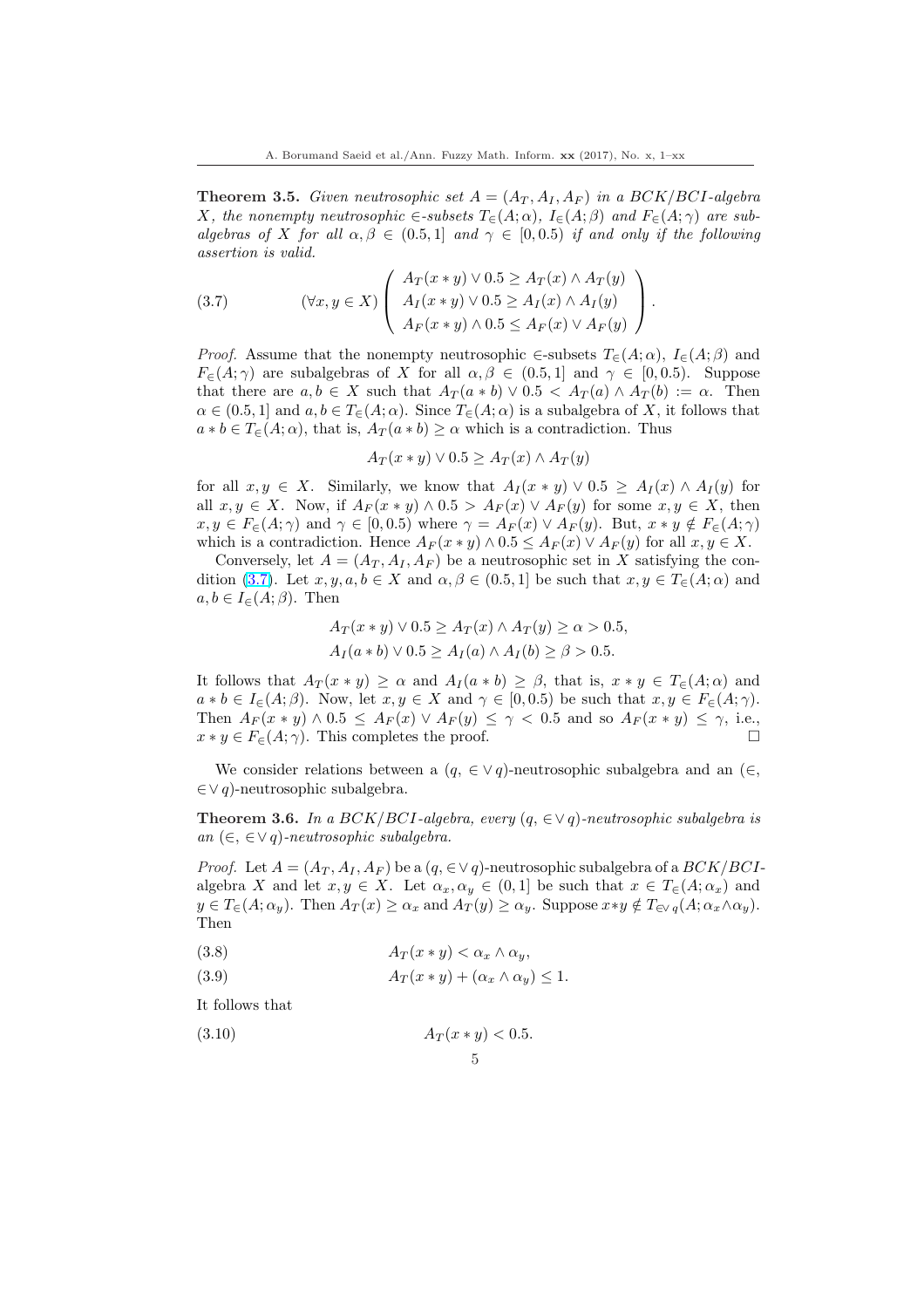**Theorem 3.5.** *Given neutrosophic set $A = (A_T, A_I, A_F)$ in a BCK/BCI-algebra $X$, the nonempty neutrosophic $\in$-subsets $T_\in(A;\alpha)$, $I_\in(A;\beta)$ and $F_\in(A;\gamma)$ are subalgebras of $X$ for all $\alpha, \beta \in (0.5, 1]$ and $\gamma \in [0, 0.5)$ if and only if the following assertion is valid.*

$$(\forall x, y \in X) \left( \begin{array}{l} A_T(x*y) \vee 0.5 \geq A_T(x) \wedge A_T(y) \\ A_I(x*y) \vee 0.5 \geq A_I(x) \wedge A_I(y) \\ A_F(x*y) \wedge 0.5 \leq A_F(x) \vee A_F(y) \end{array} \right). \tag{3.7}$$

*Proof.* Assume that the nonempty neutrosophic $\in$-subsets $T_\in(A;\alpha)$, $I_\in(A;\beta)$ and $F_\in(A;\gamma)$ are subalgebras of $X$ for all $\alpha, \beta \in (0.5, 1]$ and $\gamma \in [0, 0.5)$. Suppose that there are $a, b \in X$ such that $A_T(a*b) \vee 0.5 < A_T(a) \wedge A_T(b) := \alpha$. Then $\alpha \in (0.5, 1]$ and $a, b \in T_\in(A;\alpha)$. Since $T_\in(A;\alpha)$ is a subalgebra of $X$, it follows that $a*b \in T_\in(A;\alpha)$, that is, $A_T(a*b) \geq \alpha$ which is a contradiction. Thus

$$A_T(x*y) \vee 0.5 \geq A_T(x) \wedge A_T(y)$$

for all $x, y \in X$. Similarly, we know that $A_I(x*y) \vee 0.5 \geq A_I(x) \wedge A_I(y)$ for all $x, y \in X$. Now, if $A_F(x*y) \wedge 0.5 > A_F(x) \vee A_F(y)$ for some $x, y \in X$, then $x, y \in F_\in(A;\gamma)$ and $\gamma \in [0, 0.5)$ where $\gamma = A_F(x) \vee A_F(y)$. But, $x*y \notin F_\in(A;\gamma)$ which is a contradiction. Hence $A_F(x*y) \wedge 0.5 \leq A_F(x) \vee A_F(y)$ for all $x, y \in X$.

Conversely, let $A = (A_T, A_I, A_F)$ be a neutrosophic set in $X$ satisfying the condition (3.7). Let $x, y, a, b \in X$ and $\alpha, \beta \in (0.5, 1]$ be such that $x, y \in T_\in(A;\alpha)$ and $a, b \in I_\in(A;\beta)$. Then

$$A_T(x*y) \vee 0.5 \geq A_T(x) \wedge A_T(y) \geq \alpha > 0.5,$$
$$A_I(a*b) \vee 0.5 \geq A_I(a) \wedge A_I(b) \geq \beta > 0.5.$$

It follows that $A_T(x*y) \geq \alpha$ and $A_I(a*b) \geq \beta$, that is, $x*y \in T_\in(A;\alpha)$ and $a*b \in I_\in(A;\beta)$. Now, let $x, y \in X$ and $\gamma \in [0, 0.5)$ be such that $x, y \in F_\in(A;\gamma)$. Then $A_F(x*y) \wedge 0.5 \leq A_F(x) \vee A_F(y) \leq \gamma < 0.5$ and so $A_F(x*y) \leq \gamma$, i.e., $x*y \in F_\in(A;\gamma)$. This completes the proof. □

We consider relations between a $(q, \in\vee q)$-neutrosophic subalgebra and an $(\in, \in\vee q)$-neutrosophic subalgebra.

**Theorem 3.6.** *In a BCK/BCI-algebra, every $(q, \in\vee q)$-neutrosophic subalgebra is an $(\in, \in\vee q)$-neutrosophic subalgebra.*

*Proof.* Let $A = (A_T, A_I, A_F)$ be a $(q, \in\vee q)$-neutrosophic subalgebra of a BCK/BCI-algebra $X$ and let $x, y \in X$. Let $\alpha_x, \alpha_y \in (0, 1]$ be such that $x \in T_\in(A;\alpha_x)$ and $y \in T_\in(A;\alpha_y)$. Then $A_T(x) \geq \alpha_x$ and $A_T(y) \geq \alpha_y$. Suppose $x*y \notin T_{\in\vee q}(A;\alpha_x \wedge \alpha_y)$. Then

$$A_T(x*y) < \alpha_x \wedge \alpha_y, \tag{3.8}$$

$$A_T(x*y) + (\alpha_x \wedge \alpha_y) \leq 1. \tag{3.9}$$

It follows that

$$A_T(x*y) < 0.5. \tag{3.10}$$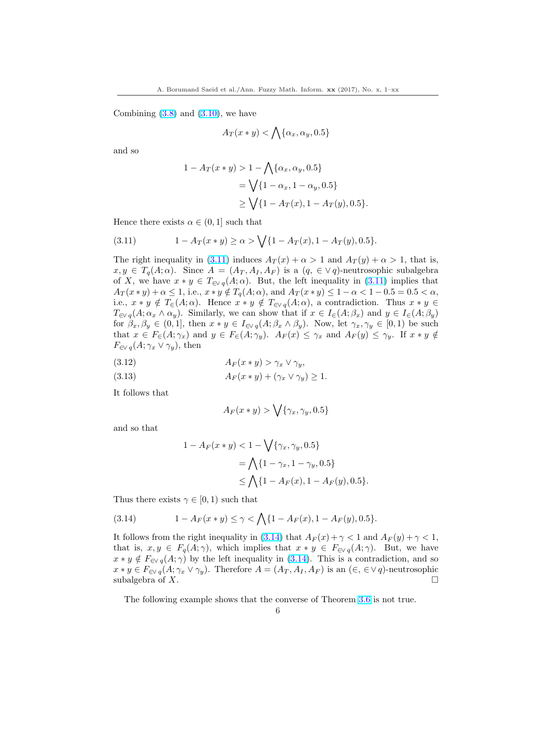Combining (3.8) and (3.10), we have

$$A_T(x * y) < \bigwedge\{\alpha_x, \alpha_y, 0.5\}$$

and so

$$\begin{aligned} 1 - A_T(x * y) &> 1 - \bigwedge\{\alpha_x, \alpha_y, 0.5\} \\ &= \bigvee\{1 - \alpha_x, 1 - \alpha_y, 0.5\} \\ &\geq \bigvee\{1 - A_T(x), 1 - A_T(y), 0.5\}. \end{aligned}$$

Hence there exists $\alpha \in (0, 1]$ such that

$$1 - A_T(x * y) \geq \alpha > \bigvee\{1 - A_T(x), 1 - A_T(y), 0.5\}. \tag{3.11}$$

The right inequality in (3.11) induces $A_T(x) + \alpha > 1$ and $A_T(y) + \alpha > 1$, that is, $x, y \in T_q(A; \alpha)$. Since $A = (A_T, A_I, A_F)$ is a $(q, \in\vee\, q)$-neutrosophic subalgebra of $X$, we have $x * y \in T_{\in\vee\, q}(A; \alpha)$. But, the left inequality in (3.11) implies that $A_T(x * y) + \alpha \leq 1$, i.e., $x * y \notin T_q(A; \alpha)$, and $A_T(x * y) \leq 1 - \alpha < 1 - 0.5 = 0.5 < \alpha$, i.e., $x * y \notin T_\in(A; \alpha)$. Hence $x * y \notin T_{\in\vee\, q}(A; \alpha)$, a contradiction. Thus $x * y \in T_{\in\vee\, q}(A; \alpha_x \wedge \alpha_y)$. Similarly, we can show that if $x \in I_\in(A; \beta_x)$ and $y \in I_\in(A; \beta_y)$ for $\beta_x, \beta_y \in (0, 1]$, then $x * y \in I_{\in\vee\, q}(A; \beta_x \wedge \beta_y)$. Now, let $\gamma_x, \gamma_y \in [0, 1)$ be such that $x \in F_\in(A; \gamma_x)$ and $y \in F_\in(A; \gamma_y)$. $A_F(x) \leq \gamma_x$ and $A_F(y) \leq \gamma_y$. If $x * y \notin F_{\in\vee\, q}(A; \gamma_x \vee \gamma_y)$, then

$$A_F(x * y) > \gamma_x \vee \gamma_y, \tag{3.12}$$

$$A_F(x * y) + (\gamma_x \vee \gamma_y) \geq 1. \tag{3.13}$$

It follows that

$$A_F(x * y) > \bigvee\{\gamma_x, \gamma_y, 0.5\}$$

and so that

$$\begin{aligned} 1 - A_F(x * y) &< 1 - \bigvee\{\gamma_x, \gamma_y, 0.5\} \\ &= \bigwedge\{1 - \gamma_x, 1 - \gamma_y, 0.5\} \\ &\leq \bigwedge\{1 - A_F(x), 1 - A_F(y), 0.5\}. \end{aligned}$$

Thus there exists $\gamma \in [0, 1)$ such that

$$1 - A_F(x * y) \leq \gamma < \bigwedge\{1 - A_F(x), 1 - A_F(y), 0.5\}. \tag{3.14}$$

It follows from the right inequality in (3.14) that $A_F(x) + \gamma < 1$ and $A_F(y) + \gamma < 1$, that is, $x, y \in F_q(A; \gamma)$, which implies that $x * y \in F_{\in\vee\, q}(A; \gamma)$. But, we have $x * y \notin F_{\in\vee\, q}(A; \gamma)$ by the left inequality in (3.14). This is a contradiction, and so $x * y \in F_{\in\vee\, q}(A; \gamma_x \vee \gamma_y)$. Therefore $A = (A_T, A_I, A_F)$ is an $(\in, \in\vee\, q)$-neutrosophic subalgebra of $X$. □

The following example shows that the converse of Theorem 3.6 is not true.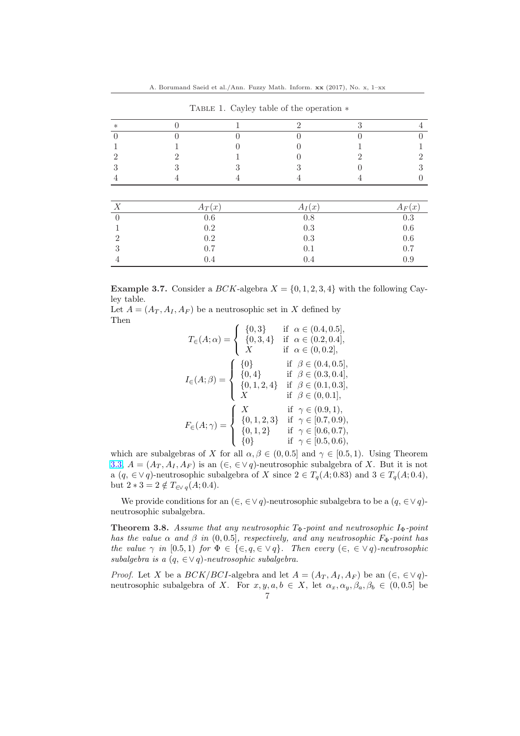Table 1. Cayley table of the operation $*$

| $*$ | 0 | 1 | 2 | 3 | 4 |
|---|---|---|---|---|---|
| 0 | 0 | 0 | 0 | 0 | 0 |
| 1 | 1 | 0 | 0 | 1 | 1 |
| 2 | 2 | 1 | 0 | 2 | 2 |
| 3 | 3 | 3 | 3 | 0 | 3 |
| 4 | 4 | 4 | 4 | 4 | 0 |

| $X$ | $A_T(x)$ | $A_I(x)$ | $A_F(x)$ |
|---|---|---|---|
| 0 | 0.6 | 0.8 | 0.3 |
| 1 | 0.2 | 0.3 | 0.6 |
| 2 | 0.2 | 0.3 | 0.6 |
| 3 | 0.7 | 0.1 | 0.7 |
| 4 | 0.4 | 0.4 | 0.9 |

**Example 3.7.** Consider a $BCK$-algebra $X = \{0, 1, 2, 3, 4\}$ with the following Cayley table.
Let $A = (A_T, A_I, A_F)$ be a neutrosophic set in $X$ defined by
Then

$$T_{\in}(A;\alpha) = \begin{cases} \{0,3\} & \text{if } \alpha \in (0.4, 0.5], \\ \{0,3,4\} & \text{if } \alpha \in (0.2, 0.4], \\ X & \text{if } \alpha \in (0, 0.2], \end{cases}$$

$$I_{\in}(A;\beta) = \begin{cases} \{0\} & \text{if } \beta \in (0.4, 0.5], \\ \{0,4\} & \text{if } \beta \in (0.3, 0.4], \\ \{0,1,2,4\} & \text{if } \beta \in (0.1, 0.3], \\ X & \text{if } \beta \in (0, 0.1], \end{cases}$$

$$F_{\in}(A;\gamma) = \begin{cases} X & \text{if } \gamma \in (0.9, 1), \\ \{0,1,2,3\} & \text{if } \gamma \in [0.7, 0.9), \\ \{0,1,2\} & \text{if } \gamma \in [0.6, 0.7), \\ \{0\} & \text{if } \gamma \in [0.5, 0.6), \end{cases}$$

which are subalgebras of $X$ for all $\alpha, \beta \in (0, 0.5]$ and $\gamma \in [0.5, 1)$. Using Theorem 3.3, $A = (A_T, A_I, A_F)$ is an $(\in, \in\vee q)$-neutrosophic subalgebra of $X$. But it is not a $(q, \in\vee q)$-neutrosophic subalgebra of $X$ since $2 \in T_q(A; 0.83)$ and $3 \in T_q(A; 0.4)$, but $2 * 3 = 2 \notin T_{\in\vee q}(A; 0.4)$.

We provide conditions for an $(\in, \in\vee q)$-neutrosophic subalgebra to be a $(q, \in\vee q)$-neutrosophic subalgebra.

**Theorem 3.8.** *Assume that any neutrosophic $T_\Phi$-point and neutrosophic $I_\Phi$-point has the value $\alpha$ and $\beta$ in $(0, 0.5]$, respectively, and any neutrosophic $F_\Phi$-point has the value $\gamma$ in $[0.5, 1)$ for $\Phi \in \{\in, q, \in\vee q\}$. Then every $(\in, \in\vee q)$-neutrosophic subalgebra is a $(q, \in\vee q)$-neutrosophic subalgebra.*

*Proof.* Let $X$ be a $BCK/BCI$-algebra and let $A = (A_T, A_I, A_F)$ be an $(\in, \in\vee q)$-neutrosophic subalgebra of $X$. For $x, y, a, b \in X$, let $\alpha_x, \alpha_y, \beta_a, \beta_b \in (0, 0.5]$ be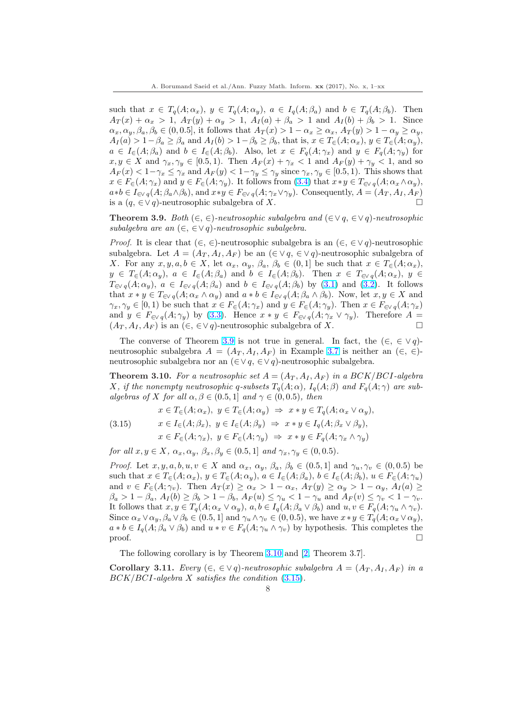such that $x \in T_q(A;\alpha_x)$, $y \in T_q(A;\alpha_y)$, $a \in I_q(A;\beta_a)$ and $b \in T_q(A;\beta_b)$. Then $A_T(x)+\alpha_x > 1$, $A_T(y)+\alpha_y > 1$, $A_I(a)+\beta_a > 1$ and $A_I(b)+\beta_b > 1$. Since $\alpha_x, \alpha_y, \beta_a, \beta_b \in (0, 0.5]$, it follows that $A_T(x) > 1-\alpha_x \geq \alpha_x$, $A_T(y) > 1-\alpha_y \geq \alpha_y$, $A_I(a) > 1-\beta_a \geq \beta_a$ and $A_I(b) > 1-\beta_b \geq \beta_b$, that is, $x \in T_\in(A;\alpha_x)$, $y \in T_\in(A;\alpha_y)$, $a \in I_\in(A;\beta_a)$ and $b \in I_\in(A;\beta_b)$. Also, let $x \in F_q(A;\gamma_x)$ and $y \in F_q(A;\gamma_y)$ for $x, y \in X$ and $\gamma_x, \gamma_y \in [0.5, 1)$. Then $A_F(x)+\gamma_x < 1$ and $A_F(y)+\gamma_y < 1$, and so $A_F(x) < 1-\gamma_x \leq \gamma_x$ and $A_F(y) < 1-\gamma_y \leq \gamma_y$ since $\gamma_x, \gamma_y \in [0.5, 1)$. This shows that $x \in F_\in(A;\gamma_x)$ and $y \in F_\in(A;\gamma_y)$. It follows from (3.4) that $x*y \in T_{\in\vee\, q}(A;\alpha_x \wedge \alpha_y)$, $a*b \in I_{\in\vee\, q}(A;\beta_a \wedge \beta_b)$, and $x*y \in F_{\in\vee\, q}(A;\gamma_x \vee \gamma_y)$. Consequently, $A = (A_T, A_I, A_F)$ is a $(q, \in\vee\, q)$-neutrosophic subalgebra of $X$. $\square$

**Theorem 3.9.** *Both $(\in, \in)$-neutrosophic subalgebra and $(\in\vee\, q, \in\vee\, q)$-neutrosophic subalgebra are an $(\in, \in\vee\, q)$-neutrosophic subalgebra.*

*Proof.* It is clear that $(\in, \in)$-neutrosophic subalgebra is an $(\in, \in\vee\, q)$-neutrosophic subalgebra. Let $A = (A_T, A_I, A_F)$ be an $(\in\vee\, q, \in\vee\, q)$-neutrosophic subalgebra of $X$. For any $x, y, a, b \in X$, let $\alpha_x$, $\alpha_y$, $\beta_a$, $\beta_b \in (0, 1]$ be such that $x \in T_\in(A;\alpha_x)$, $y \in T_\in(A;\alpha_y)$, $a \in I_\in(A;\beta_a)$ and $b \in I_\in(A;\beta_b)$. Then $x \in T_{\in\vee\, q}(A;\alpha_x)$, $y \in T_{\in\vee\, q}(A;\alpha_y)$, $a \in I_{\in\vee\, q}(A;\beta_a)$ and $b \in I_{\in\vee\, q}(A;\beta_b)$ by (3.1) and (3.2). It follows that $x*y \in T_{\in\vee\, q}(A;\alpha_x \wedge \alpha_y)$ and $a*b \in I_{\in\vee\, q}(A;\beta_a \wedge \beta_b)$. Now, let $x, y \in X$ and $\gamma_x, \gamma_y \in [0, 1)$ be such that $x \in F_\in(A;\gamma_x)$ and $y \in F_\in(A;\gamma_y)$. Then $x \in F_{\in\vee\, q}(A;\gamma_x)$ and $y \in F_{\in\vee\, q}(A;\gamma_y)$ by (3.3). Hence $x*y \in F_{\in\vee\, q}(A;\gamma_x \vee \gamma_y)$. Therefore $A = (A_T, A_I, A_F)$ is an $(\in, \in\vee\, q)$-neutrosophic subalgebra of $X$. $\square$

The converse of Theorem 3.9 is not true in general. In fact, the $(\in, \in\vee\, q)$-neutrosophic subalgebra $A = (A_T, A_I, A_F)$ in Example 3.7 is neither an $(\in, \in)$-neutrosophic subalgebra nor an $(\in\vee\, q, \in\vee\, q)$-neutrosophic subalgebra.

**Theorem 3.10.** *For a neutrosophic set $A = (A_T, A_I, A_F)$ in a BCK/BCI-algebra $X$, if the nonempty neutrosophic q-subsets $T_q(A;\alpha)$, $I_q(A;\beta)$ and $F_q(A;\gamma)$ are subalgebras of $X$ for all $\alpha, \beta \in (0.5, 1]$ and $\gamma \in (0, 0.5)$, then*

$$
\begin{aligned}
&x \in T_\in(A;\alpha_x),\ y \in T_\in(A;\alpha_y)\ \Rightarrow\ x*y \in T_q(A;\alpha_x \vee \alpha_y),\\
&x \in I_\in(A;\beta_x),\ y \in I_\in(A;\beta_y)\ \Rightarrow\ x*y \in I_q(A;\beta_x \vee \beta_y),\\
&x \in F_\in(A;\gamma_x),\ y \in F_\in(A;\gamma_y)\ \Rightarrow\ x*y \in F_q(A;\gamma_x \wedge \gamma_y)
\end{aligned}
\tag{3.15}
$$

*for all $x, y \in X$, $\alpha_x, \alpha_y$, $\beta_x, \beta_y \in (0.5, 1]$ and $\gamma_x, \gamma_y \in (0, 0.5)$.*

*Proof.* Let $x, y, a, b, u, v \in X$ and $\alpha_x$, $\alpha_y$, $\beta_a$, $\beta_b \in (0.5, 1]$ and $\gamma_u, \gamma_v \in (0, 0.5)$ be such that $x \in T_\in(A;\alpha_x)$, $y \in T_\in(A;\alpha_y)$, $a \in I_\in(A;\beta_a)$, $b \in I_\in(A;\beta_b)$, $u \in F_\in(A;\gamma_u)$ and $v \in F_\in(A;\gamma_v)$. Then $A_T(x) \geq \alpha_x > 1-\alpha_x$, $A_T(y) \geq \alpha_y > 1-\alpha_y$, $A_I(a) \geq \beta_a > 1-\beta_a$, $A_I(b) \geq \beta_b > 1-\beta_b$, $A_F(u) \leq \gamma_u < 1-\gamma_u$ and $A_F(v) \leq \gamma_v < 1-\gamma_v$. It follows that $x, y \in T_q(A;\alpha_x \vee \alpha_y)$, $a, b \in I_q(A;\beta_a \vee \beta_b)$ and $u, v \in F_q(A;\gamma_u \wedge \gamma_v)$. Since $\alpha_x \vee \alpha_y, \beta_a \vee \beta_b \in (0.5, 1]$ and $\gamma_u \wedge \gamma_v \in (0, 0.5)$, we have $x*y \in T_q(A;\alpha_x \vee \alpha_y)$, $a*b \in I_q(A;\beta_a \vee \beta_b)$ and $u*v \in F_q(A;\gamma_u \wedge \gamma_v)$ by hypothesis. This completes the proof. $\square$

The following corollary is by Theorem 3.10 and [2, Theorem 3.7].

**Corollary 3.11.** *Every $(\in, \in\vee\, q)$-neutrosophic subalgebra $A = (A_T, A_I, A_F)$ in a BCK/BCI-algebra $X$ satisfies the condition (3.15).*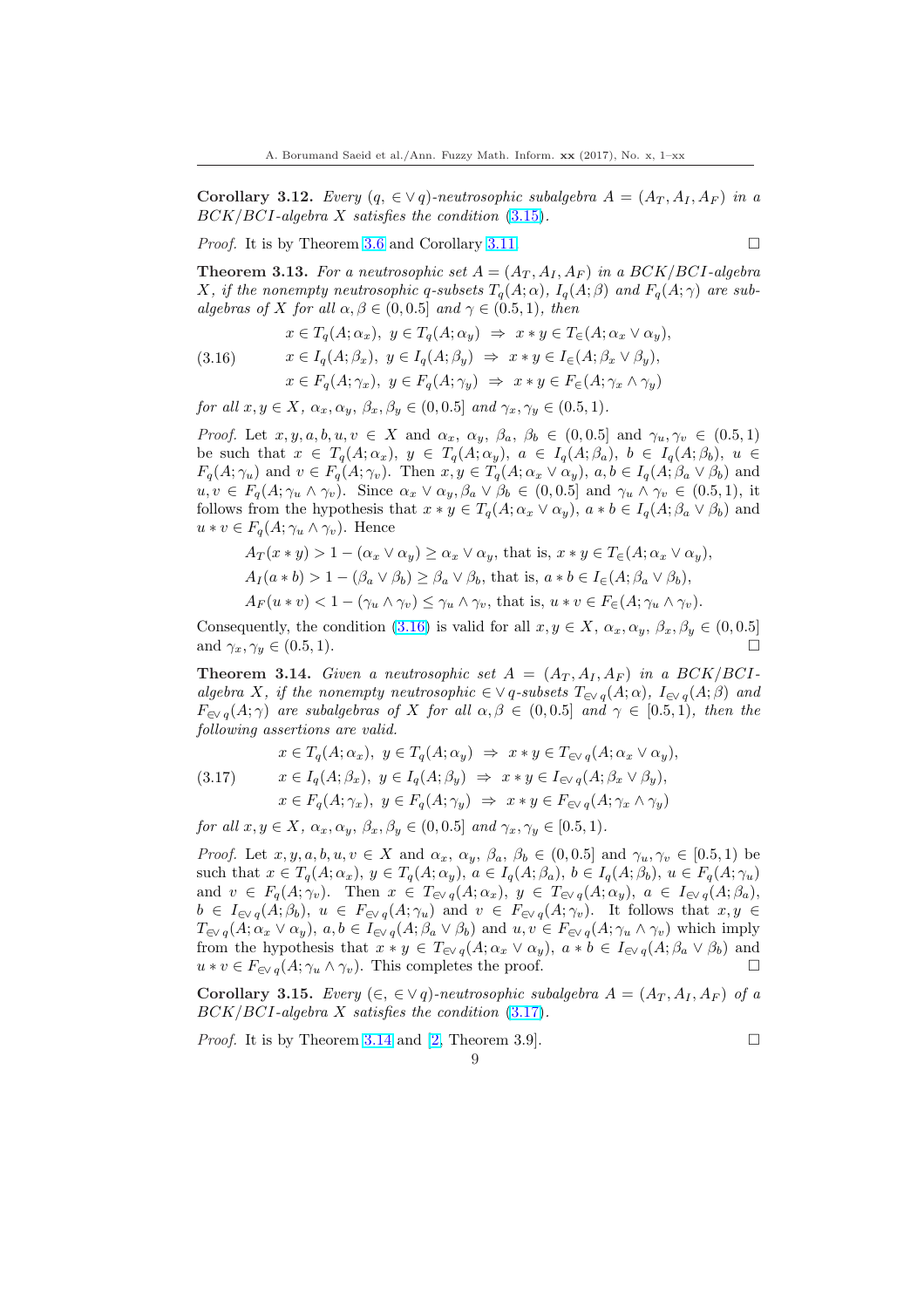**Corollary 3.12.** *Every $(q, \in\vee q)$-neutrosophic subalgebra $A = (A_T, A_I, A_F)$ in a $BCK/BCI$-algebra $X$ satisfies the condition (3.15).*

*Proof.* It is by Theorem 3.6 and Corollary 3.11. □

**Theorem 3.13.** *For a neutrosophic set $A = (A_T, A_I, A_F)$ in a $BCK/BCI$-algebra $X$, if the nonempty neutrosophic $q$-subsets $T_q(A;\alpha)$, $I_q(A;\beta)$ and $F_q(A;\gamma)$ are subalgebras of $X$ for all $\alpha, \beta \in (0, 0.5]$ and $\gamma \in (0.5, 1)$, then*

$$
\begin{aligned}
&x \in T_q(A;\alpha_x),\ y \in T_q(A;\alpha_y) \ \Rightarrow\ x * y \in T_\in(A;\alpha_x \vee \alpha_y),\\
&x \in I_q(A;\beta_x),\ y \in I_q(A;\beta_y) \ \Rightarrow\ x * y \in I_\in(A;\beta_x \vee \beta_y),\\
&x \in F_q(A;\gamma_x),\ y \in F_q(A;\gamma_y) \ \Rightarrow\ x * y \in F_\in(A;\gamma_x \wedge \gamma_y)
\end{aligned}
\tag{3.16}
$$

*for all $x, y \in X$, $\alpha_x, \alpha_y, \beta_x, \beta_y \in (0, 0.5]$ and $\gamma_x, \gamma_y \in (0.5, 1)$.*

*Proof.* Let $x, y, a, b, u, v \in X$ and $\alpha_x, \alpha_y, \beta_a, \beta_b \in (0, 0.5]$ and $\gamma_u, \gamma_v \in (0.5, 1)$ be such that $x \in T_q(A;\alpha_x)$, $y \in T_q(A;\alpha_y)$, $a \in I_q(A;\beta_a)$, $b \in I_q(A;\beta_b)$, $u \in F_q(A;\gamma_u)$ and $v \in F_q(A;\gamma_v)$. Then $x, y \in T_q(A;\alpha_x \vee \alpha_y)$, $a, b \in I_q(A;\beta_a \vee \beta_b)$ and $u, v \in F_q(A;\gamma_u \wedge \gamma_v)$. Since $\alpha_x \vee \alpha_y, \beta_a \vee \beta_b \in (0, 0.5]$ and $\gamma_u \wedge \gamma_v \in (0.5, 1)$, it follows from the hypothesis that $x * y \in T_q(A;\alpha_x \vee \alpha_y)$, $a * b \in I_q(A;\beta_a \vee \beta_b)$ and $u * v \in F_q(A;\gamma_u \wedge \gamma_v)$. Hence

$$A_T(x * y) > 1 - (\alpha_x \vee \alpha_y) \geq \alpha_x \vee \alpha_y, \text{ that is, } x * y \in T_\in(A;\alpha_x \vee \alpha_y),$$

$$A_I(a * b) > 1 - (\beta_a \vee \beta_b) \geq \beta_a \vee \beta_b, \text{ that is, } a * b \in I_\in(A;\beta_a \vee \beta_b),$$

$$A_F(u * v) < 1 - (\gamma_u \wedge \gamma_v) \leq \gamma_u \wedge \gamma_v, \text{ that is, } u * v \in F_\in(A;\gamma_u \wedge \gamma_v).$$

Consequently, the condition (3.16) is valid for all $x, y \in X$, $\alpha_x, \alpha_y, \beta_x, \beta_y \in (0, 0.5]$ and $\gamma_x, \gamma_y \in (0.5, 1)$. □

**Theorem 3.14.** *Given a neutrosophic set $A = (A_T, A_I, A_F)$ in a $BCK/BCI$-algebra $X$, if the nonempty neutrosophic $\in\vee q$-subsets $T_{\in\vee q}(A;\alpha)$, $I_{\in\vee q}(A;\beta)$ and $F_{\in\vee q}(A;\gamma)$ are subalgebras of $X$ for all $\alpha, \beta \in (0, 0.5]$ and $\gamma \in [0.5, 1)$, then the following assertions are valid.*

$$
\begin{aligned}
&x \in T_q(A;\alpha_x),\ y \in T_q(A;\alpha_y) \ \Rightarrow\ x * y \in T_{\in\vee q}(A;\alpha_x \vee \alpha_y),\\
&x \in I_q(A;\beta_x),\ y \in I_q(A;\beta_y) \ \Rightarrow\ x * y \in I_{\in\vee q}(A;\beta_x \vee \beta_y),\\
&x \in F_q(A;\gamma_x),\ y \in F_q(A;\gamma_y) \ \Rightarrow\ x * y \in F_{\in\vee q}(A;\gamma_x \wedge \gamma_y)
\end{aligned}
\tag{3.17}
$$

*for all $x, y \in X$, $\alpha_x, \alpha_y, \beta_x, \beta_y \in (0, 0.5]$ and $\gamma_x, \gamma_y \in [0.5, 1)$.*

*Proof.* Let $x, y, a, b, u, v \in X$ and $\alpha_x, \alpha_y, \beta_a, \beta_b \in (0, 0.5]$ and $\gamma_u, \gamma_v \in [0.5, 1)$ be such that $x \in T_q(A;\alpha_x)$, $y \in T_q(A;\alpha_y)$, $a \in I_q(A;\beta_a)$, $b \in I_q(A;\beta_b)$, $u \in F_q(A;\gamma_u)$ and $v \in F_q(A;\gamma_v)$. Then $x \in T_{\in\vee q}(A;\alpha_x)$, $y \in T_{\in\vee q}(A;\alpha_y)$, $a \in I_{\in\vee q}(A;\beta_a)$, $b \in I_{\in\vee q}(A;\beta_b)$, $u \in F_{\in\vee q}(A;\gamma_u)$ and $v \in F_{\in\vee q}(A;\gamma_v)$. It follows that $x, y \in T_{\in\vee q}(A;\alpha_x \vee \alpha_y)$, $a, b \in I_{\in\vee q}(A;\beta_a \vee \beta_b)$ and $u, v \in F_{\in\vee q}(A;\gamma_u \wedge \gamma_v)$ which imply from the hypothesis that $x * y \in T_{\in\vee q}(A;\alpha_x \vee \alpha_y)$, $a * b \in I_{\in\vee q}(A;\beta_a \vee \beta_b)$ and $u * v \in F_{\in\vee q}(A;\gamma_u \wedge \gamma_v)$. This completes the proof. □

**Corollary 3.15.** *Every $(\in, \in\vee q)$-neutrosophic subalgebra $A = (A_T, A_I, A_F)$ of a $BCK/BCI$-algebra $X$ satisfies the condition (3.17).*

*Proof.* It is by Theorem 3.14 and [2, Theorem 3.9]. □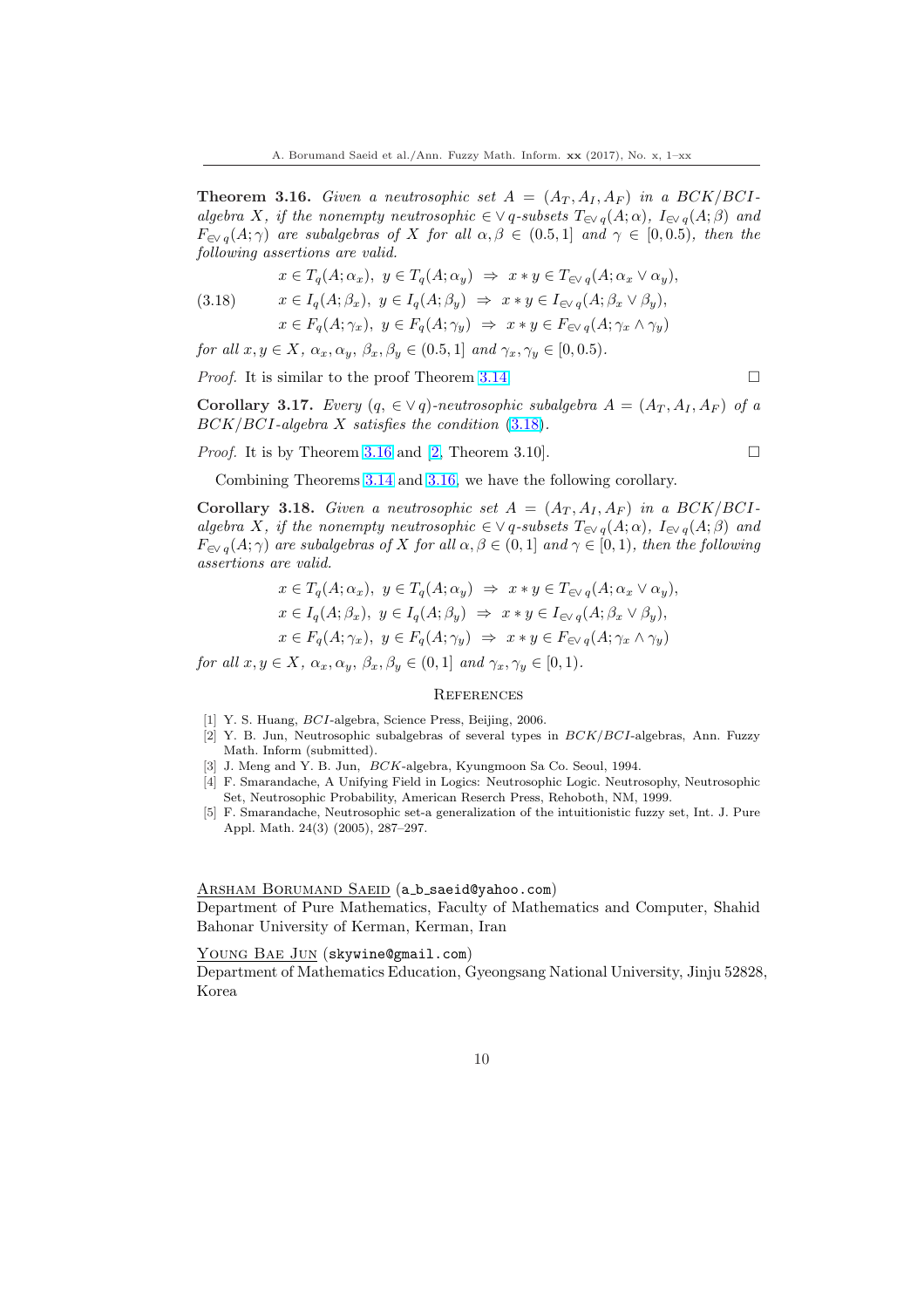**Theorem 3.16.** *Given a neutrosophic set $A = (A_T, A_I, A_F)$ in a $BCK/BCI$-algebra $X$, if the nonempty neutrosophic $\in\vee\, q$-subsets $T_{\in\vee\, q}(A;\alpha)$, $I_{\in\vee\, q}(A;\beta)$ and $F_{\in\vee\, q}(A;\gamma)$ are subalgebras of $X$ for all $\alpha, \beta \in (0.5, 1]$ and $\gamma \in [0, 0.5)$, then the following assertions are valid.*

$$
\begin{aligned}
& x \in T_q(A;\alpha_x),\ y \in T_q(A;\alpha_y) \ \Rightarrow\ x * y \in T_{\in\vee\, q}(A;\alpha_x \vee \alpha_y), \\
& x \in I_q(A;\beta_x),\ y \in I_q(A;\beta_y) \ \Rightarrow\ x * y \in I_{\in\vee\, q}(A;\beta_x \vee \beta_y), \qquad (3.18)\\
& x \in F_q(A;\gamma_x),\ y \in F_q(A;\gamma_y) \ \Rightarrow\ x * y \in F_{\in\vee\, q}(A;\gamma_x \wedge \gamma_y)
\end{aligned}
$$

*for all $x, y \in X$, $\alpha_x, \alpha_y$, $\beta_x, \beta_y \in (0.5, 1]$ and $\gamma_x, \gamma_y \in [0, 0.5)$.*

*Proof.* It is similar to the proof Theorem 3.14. □

**Corollary 3.17.** *Every $(q, \in\vee\, q)$-neutrosophic subalgebra $A = (A_T, A_I, A_F)$ of a $BCK/BCI$-algebra $X$ satisfies the condition (3.18).*

*Proof.* It is by Theorem 3.16 and [2, Theorem 3.10]. □

Combining Theorems 3.14 and 3.16, we have the following corollary.

**Corollary 3.18.** *Given a neutrosophic set $A = (A_T, A_I, A_F)$ in a $BCK/BCI$-algebra $X$, if the nonempty neutrosophic $\in\vee\, q$-subsets $T_{\in\vee\, q}(A;\alpha)$, $I_{\in\vee\, q}(A;\beta)$ and $F_{\in\vee\, q}(A;\gamma)$ are subalgebras of $X$ for all $\alpha, \beta \in (0, 1]$ and $\gamma \in [0, 1)$, then the following assertions are valid.*

$$
\begin{aligned}
& x \in T_q(A;\alpha_x),\ y \in T_q(A;\alpha_y) \ \Rightarrow\ x * y \in T_{\in\vee\, q}(A;\alpha_x \vee \alpha_y), \\
& x \in I_q(A;\beta_x),\ y \in I_q(A;\beta_y) \ \Rightarrow\ x * y \in I_{\in\vee\, q}(A;\beta_x \vee \beta_y), \\
& x \in F_q(A;\gamma_x),\ y \in F_q(A;\gamma_y) \ \Rightarrow\ x * y \in F_{\in\vee\, q}(A;\gamma_x \wedge \gamma_y)
\end{aligned}
$$

*for all $x, y \in X$, $\alpha_x, \alpha_y$, $\beta_x, \beta_y \in (0, 1]$ and $\gamma_x, \gamma_y \in [0, 1)$.*

## References

[1] Y. S. Huang, *BCI*-algebra, Science Press, Beijing, 2006.

[2] Y. B. Jun, Neutrosophic subalgebras of several types in *BCK/BCI*-algebras, Ann. Fuzzy Math. Inform (submitted).

[3] J. Meng and Y. B. Jun, *BCK*-algebra, Kyungmoon Sa Co. Seoul, 1994.

[4] F. Smarandache, A Unifying Field in Logics: Neutrosophic Logic. Neutrosophy, Neutrosophic Set, Neutrosophic Probability, American Reserch Press, Rehoboth, NM, 1999.

[5] F. Smarandache, Neutrosophic set-a generalization of the intuitionistic fuzzy set, Int. J. Pure Appl. Math. 24(3) (2005), 287–297.

Arsham Borumand Saeid (a_b_saeid@yahoo.com)
Department of Pure Mathematics, Faculty of Mathematics and Computer, Shahid Bahonar University of Kerman, Kerman, Iran

Young Bae Jun (skywine@gmail.com)
Department of Mathematics Education, Gyeongsang National University, Jinju 52828, Korea